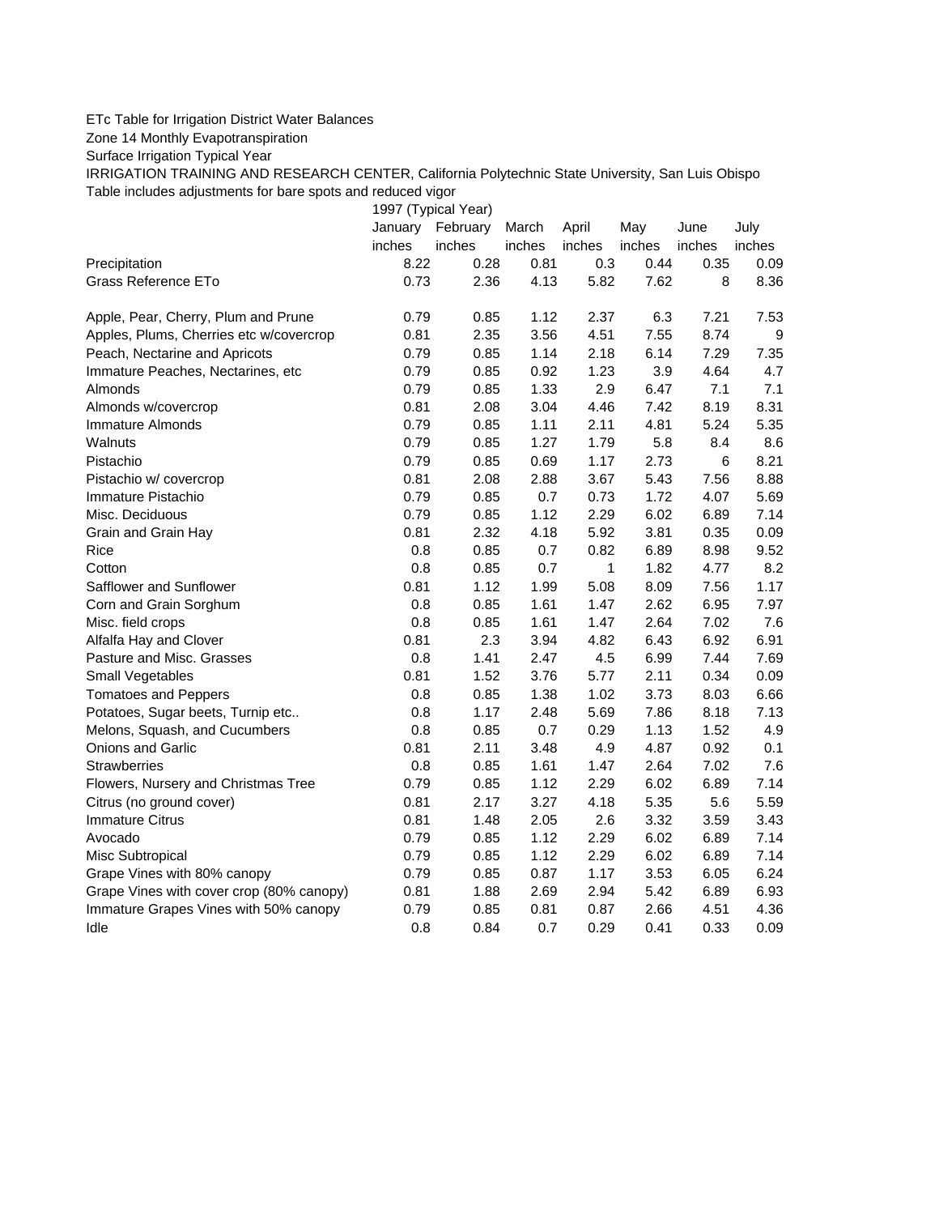ETc Table for Irrigation District Water Balances

Zone 14 Monthly Evapotranspiration

Surface Irrigation Typical Year

IRRIGATION TRAINING AND RESEARCH CENTER, California Polytechnic State University, San Luis Obispo

Table includes adjustments for bare spots and reduced vigor

| | 1997 (Typical Year) | | | | | | |
|---|---|---|---|---|---|---|---|
| | January | February | March | April | May | June | July |
| | inches | inches | inches | inches | inches | inches | inches |
| Precipitation | 8.22 | 0.28 | 0.81 | 0.3 | 0.44 | 0.35 | 0.09 |
| Grass Reference ETo | 0.73 | 2.36 | 4.13 | 5.82 | 7.62 | 8 | 8.36 |
| | | | | | | | |
| Apple, Pear, Cherry, Plum and Prune | 0.79 | 0.85 | 1.12 | 2.37 | 6.3 | 7.21 | 7.53 |
| Apples, Plums, Cherries etc w/covercrop | 0.81 | 2.35 | 3.56 | 4.51 | 7.55 | 8.74 | 9 |
| Peach, Nectarine and Apricots | 0.79 | 0.85 | 1.14 | 2.18 | 6.14 | 7.29 | 7.35 |
| Immature Peaches, Nectarines, etc | 0.79 | 0.85 | 0.92 | 1.23 | 3.9 | 4.64 | 4.7 |
| Almonds | 0.79 | 0.85 | 1.33 | 2.9 | 6.47 | 7.1 | 7.1 |
| Almonds w/covercrop | 0.81 | 2.08 | 3.04 | 4.46 | 7.42 | 8.19 | 8.31 |
| Immature Almonds | 0.79 | 0.85 | 1.11 | 2.11 | 4.81 | 5.24 | 5.35 |
| Walnuts | 0.79 | 0.85 | 1.27 | 1.79 | 5.8 | 8.4 | 8.6 |
| Pistachio | 0.79 | 0.85 | 0.69 | 1.17 | 2.73 | 6 | 8.21 |
| Pistachio w/ covercrop | 0.81 | 2.08 | 2.88 | 3.67 | 5.43 | 7.56 | 8.88 |
| Immature Pistachio | 0.79 | 0.85 | 0.7 | 0.73 | 1.72 | 4.07 | 5.69 |
| Misc. Deciduous | 0.79 | 0.85 | 1.12 | 2.29 | 6.02 | 6.89 | 7.14 |
| Grain and Grain Hay | 0.81 | 2.32 | 4.18 | 5.92 | 3.81 | 0.35 | 0.09 |
| Rice | 0.8 | 0.85 | 0.7 | 0.82 | 6.89 | 8.98 | 9.52 |
| Cotton | 0.8 | 0.85 | 0.7 | 1 | 1.82 | 4.77 | 8.2 |
| Safflower and Sunflower | 0.81 | 1.12 | 1.99 | 5.08 | 8.09 | 7.56 | 1.17 |
| Corn and Grain Sorghum | 0.8 | 0.85 | 1.61 | 1.47 | 2.62 | 6.95 | 7.97 |
| Misc. field crops | 0.8 | 0.85 | 1.61 | 1.47 | 2.64 | 7.02 | 7.6 |
| Alfalfa Hay and Clover | 0.81 | 2.3 | 3.94 | 4.82 | 6.43 | 6.92 | 6.91 |
| Pasture and Misc. Grasses | 0.8 | 1.41 | 2.47 | 4.5 | 6.99 | 7.44 | 7.69 |
| Small Vegetables | 0.81 | 1.52 | 3.76 | 5.77 | 2.11 | 0.34 | 0.09 |
| Tomatoes and Peppers | 0.8 | 0.85 | 1.38 | 1.02 | 3.73 | 8.03 | 6.66 |
| Potatoes, Sugar beets, Turnip etc.. | 0.8 | 1.17 | 2.48 | 5.69 | 7.86 | 8.18 | 7.13 |
| Melons, Squash, and Cucumbers | 0.8 | 0.85 | 0.7 | 0.29 | 1.13 | 1.52 | 4.9 |
| Onions and Garlic | 0.81 | 2.11 | 3.48 | 4.9 | 4.87 | 0.92 | 0.1 |
| Strawberries | 0.8 | 0.85 | 1.61 | 1.47 | 2.64 | 7.02 | 7.6 |
| Flowers, Nursery and Christmas Tree | 0.79 | 0.85 | 1.12 | 2.29 | 6.02 | 6.89 | 7.14 |
| Citrus (no ground cover) | 0.81 | 2.17 | 3.27 | 4.18 | 5.35 | 5.6 | 5.59 |
| Immature Citrus | 0.81 | 1.48 | 2.05 | 2.6 | 3.32 | 3.59 | 3.43 |
| Avocado | 0.79 | 0.85 | 1.12 | 2.29 | 6.02 | 6.89 | 7.14 |
| Misc Subtropical | 0.79 | 0.85 | 1.12 | 2.29 | 6.02 | 6.89 | 7.14 |
| Grape Vines with 80% canopy | 0.79 | 0.85 | 0.87 | 1.17 | 3.53 | 6.05 | 6.24 |
| Grape Vines with cover crop (80% canopy) | 0.81 | 1.88 | 2.69 | 2.94 | 5.42 | 6.89 | 6.93 |
| Immature Grapes Vines with 50% canopy | 0.79 | 0.85 | 0.81 | 0.87 | 2.66 | 4.51 | 4.36 |
| Idle | 0.8 | 0.84 | 0.7 | 0.29 | 0.41 | 0.33 | 0.09 |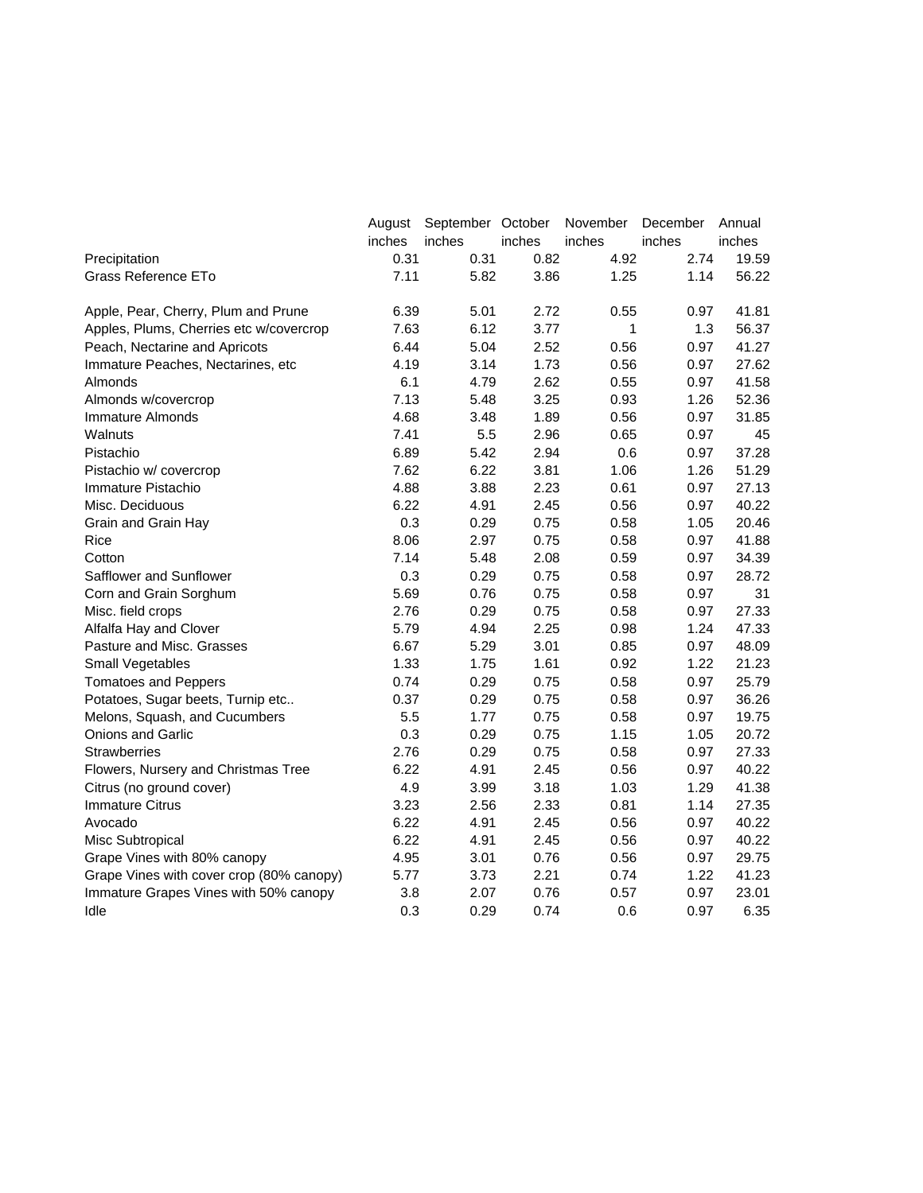| | August inches | September inches | October inches | November inches | December inches | Annual inches |
|---|---|---|---|---|---|---|
| Precipitation | 0.31 | 0.31 | 0.82 | 4.92 | 2.74 | 19.59 |
| Grass Reference ETo | 7.11 | 5.82 | 3.86 | 1.25 | 1.14 | 56.22 |
| | | | | | | |
| Apple, Pear, Cherry, Plum and Prune | 6.39 | 5.01 | 2.72 | 0.55 | 0.97 | 41.81 |
| Apples, Plums, Cherries etc w/covercrop | 7.63 | 6.12 | 3.77 | 1 | 1.3 | 56.37 |
| Peach, Nectarine and Apricots | 6.44 | 5.04 | 2.52 | 0.56 | 0.97 | 41.27 |
| Immature Peaches, Nectarines, etc | 4.19 | 3.14 | 1.73 | 0.56 | 0.97 | 27.62 |
| Almonds | 6.1 | 4.79 | 2.62 | 0.55 | 0.97 | 41.58 |
| Almonds w/covercrop | 7.13 | 5.48 | 3.25 | 0.93 | 1.26 | 52.36 |
| Immature Almonds | 4.68 | 3.48 | 1.89 | 0.56 | 0.97 | 31.85 |
| Walnuts | 7.41 | 5.5 | 2.96 | 0.65 | 0.97 | 45 |
| Pistachio | 6.89 | 5.42 | 2.94 | 0.6 | 0.97 | 37.28 |
| Pistachio w/ covercrop | 7.62 | 6.22 | 3.81 | 1.06 | 1.26 | 51.29 |
| Immature Pistachio | 4.88 | 3.88 | 2.23 | 0.61 | 0.97 | 27.13 |
| Misc. Deciduous | 6.22 | 4.91 | 2.45 | 0.56 | 0.97 | 40.22 |
| Grain and Grain Hay | 0.3 | 0.29 | 0.75 | 0.58 | 1.05 | 20.46 |
| Rice | 8.06 | 2.97 | 0.75 | 0.58 | 0.97 | 41.88 |
| Cotton | 7.14 | 5.48 | 2.08 | 0.59 | 0.97 | 34.39 |
| Safflower and Sunflower | 0.3 | 0.29 | 0.75 | 0.58 | 0.97 | 28.72 |
| Corn and Grain Sorghum | 5.69 | 0.76 | 0.75 | 0.58 | 0.97 | 31 |
| Misc. field crops | 2.76 | 0.29 | 0.75 | 0.58 | 0.97 | 27.33 |
| Alfalfa Hay and Clover | 5.79 | 4.94 | 2.25 | 0.98 | 1.24 | 47.33 |
| Pasture and Misc. Grasses | 6.67 | 5.29 | 3.01 | 0.85 | 0.97 | 48.09 |
| Small Vegetables | 1.33 | 1.75 | 1.61 | 0.92 | 1.22 | 21.23 |
| Tomatoes and Peppers | 0.74 | 0.29 | 0.75 | 0.58 | 0.97 | 25.79 |
| Potatoes, Sugar beets, Turnip etc.. | 0.37 | 0.29 | 0.75 | 0.58 | 0.97 | 36.26 |
| Melons, Squash, and Cucumbers | 5.5 | 1.77 | 0.75 | 0.58 | 0.97 | 19.75 |
| Onions and Garlic | 0.3 | 0.29 | 0.75 | 1.15 | 1.05 | 20.72 |
| Strawberries | 2.76 | 0.29 | 0.75 | 0.58 | 0.97 | 27.33 |
| Flowers, Nursery and Christmas Tree | 6.22 | 4.91 | 2.45 | 0.56 | 0.97 | 40.22 |
| Citrus (no ground cover) | 4.9 | 3.99 | 3.18 | 1.03 | 1.29 | 41.38 |
| Immature Citrus | 3.23 | 2.56 | 2.33 | 0.81 | 1.14 | 27.35 |
| Avocado | 6.22 | 4.91 | 2.45 | 0.56 | 0.97 | 40.22 |
| Misc Subtropical | 6.22 | 4.91 | 2.45 | 0.56 | 0.97 | 40.22 |
| Grape Vines with 80% canopy | 4.95 | 3.01 | 0.76 | 0.56 | 0.97 | 29.75 |
| Grape Vines with cover crop (80% canopy) | 5.77 | 3.73 | 2.21 | 0.74 | 1.22 | 41.23 |
| Immature Grapes Vines with 50% canopy | 3.8 | 2.07 | 0.76 | 0.57 | 0.97 | 23.01 |
| Idle | 0.3 | 0.29 | 0.74 | 0.6 | 0.97 | 6.35 |